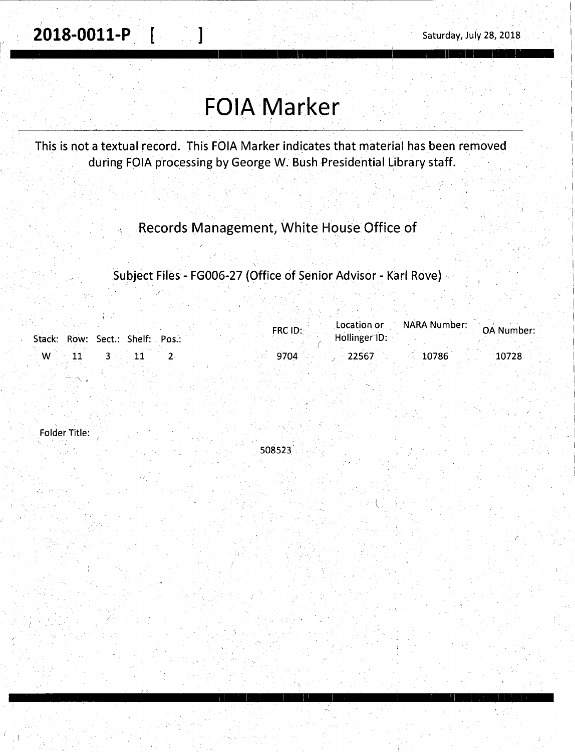**2018-0011-P [ ]** Saturday, July 28, 2018

# FOIA Marker

This is not a textual record. This FOIA Marker indicates that material has been removed during FOIA processing by George W. Bush Presidential Library staff.

Records Management, White House Office of

Subject Files - FG006-27 (Office of Senior Advisor - Karl Rove)

| Stack: | Row: | Sect.: | Shelf: | Pos.: | FRC ID: | Location or Hollinger ID: | NARA Number: | OA Number: |
|---|---|---|---|---|---|---|---|---|
| W | 11 | 3 | 11 | 2 | 9704 | 22567 | 10786 | 10728 |

Folder Title:

508523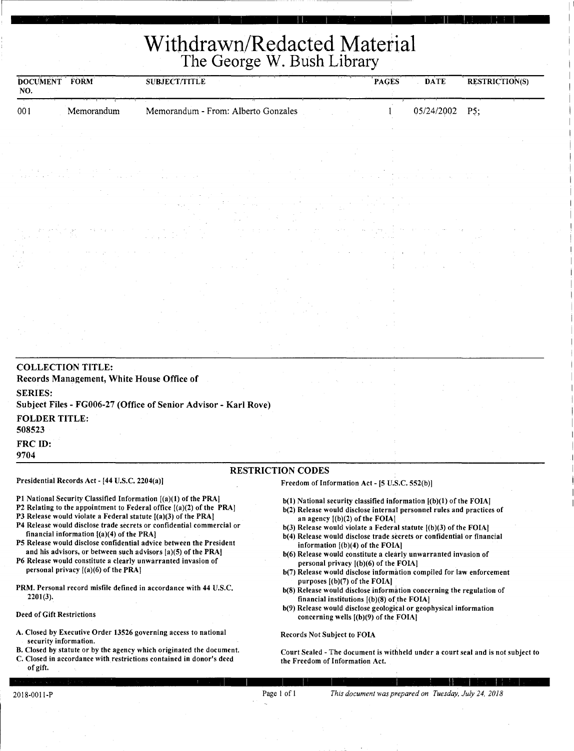# Withdrawn/Redacted Material

## The George W. Bush Library

| DOCUMENT NO. | FORM | SUBJECT/TITLE | PAGES | DATE | RESTRICTION(S) |
|---|---|---|---|---|---|
| 001 | Memorandum | Memorandum - From: Alberto Gonzales | 1 | 05/24/2002 | P5; |

**COLLECTION TITLE:**
Records Management, White House Office of

**SERIES:**
Subject Files - FG006-27 (Office of Senior Advisor - Karl Rove)

**FOLDER TITLE:**
508523

**FRC ID:**
9704

### RESTRICTION CODES

**Presidential Records Act - [44 U.S.C. 2204(a)]**

P1 National Security Classified Information [(a)(1) of the PRA]
P2 Relating to the appointment to Federal office [(a)(2) of the PRA]
P3 Release would violate a Federal statute [(a)(3) of the PRA]
P4 Release would disclose trade secrets or confidential commercial or financial information [(a)(4) of the PRA]
P5 Release would disclose confidential advice between the President and his advisors, or between such advisors [a)(5) of the PRA]
P6 Release would constitute a clearly unwarranted invasion of personal privacy [(a)(6) of the PRA]

PRM. Personal record misfile defined in accordance with 44 U.S.C. 2201(3).

**Deed of Gift Restrictions**

A. Closed by Executive Order 13526 governing access to national security information.
B. Closed by statute or by the agency which originated the document.
C. Closed in accordance with restrictions contained in donor's deed of gift.

**Freedom of Information Act - [5 U.S.C. 552(b)]**

b(1) National security classified information [(b)(1) of the FOIA]
b(2) Release would disclose internal personnel rules and practices of an agency [(b)(2) of the FOIA]
b(3) Release would violate a Federal statute [(b)(3) of the FOIA]
b(4) Release would disclose trade secrets or confidential or financial information [(b)(4) of the FOIA]
b(6) Release would constitute a clearly unwarranted invasion of personal privacy [(b)(6) of the FOIA]
b(7) Release would disclose information compiled for law enforcement purposes [(b)(7) of the FOIA]
b(8) Release would disclose information concerning the regulation of financial institutions [(b)(8) of the FOIA]
b(9) Release would disclose geological or geophysical information concerning wells [(b)(9) of the FOIA]

**Records Not Subject to FOIA**

Court Sealed - The document is withheld under a court seal and is not subject to the Freedom of Information Act.

2018-0011-P

*This document was prepared on Tuesday, July 24, 2018*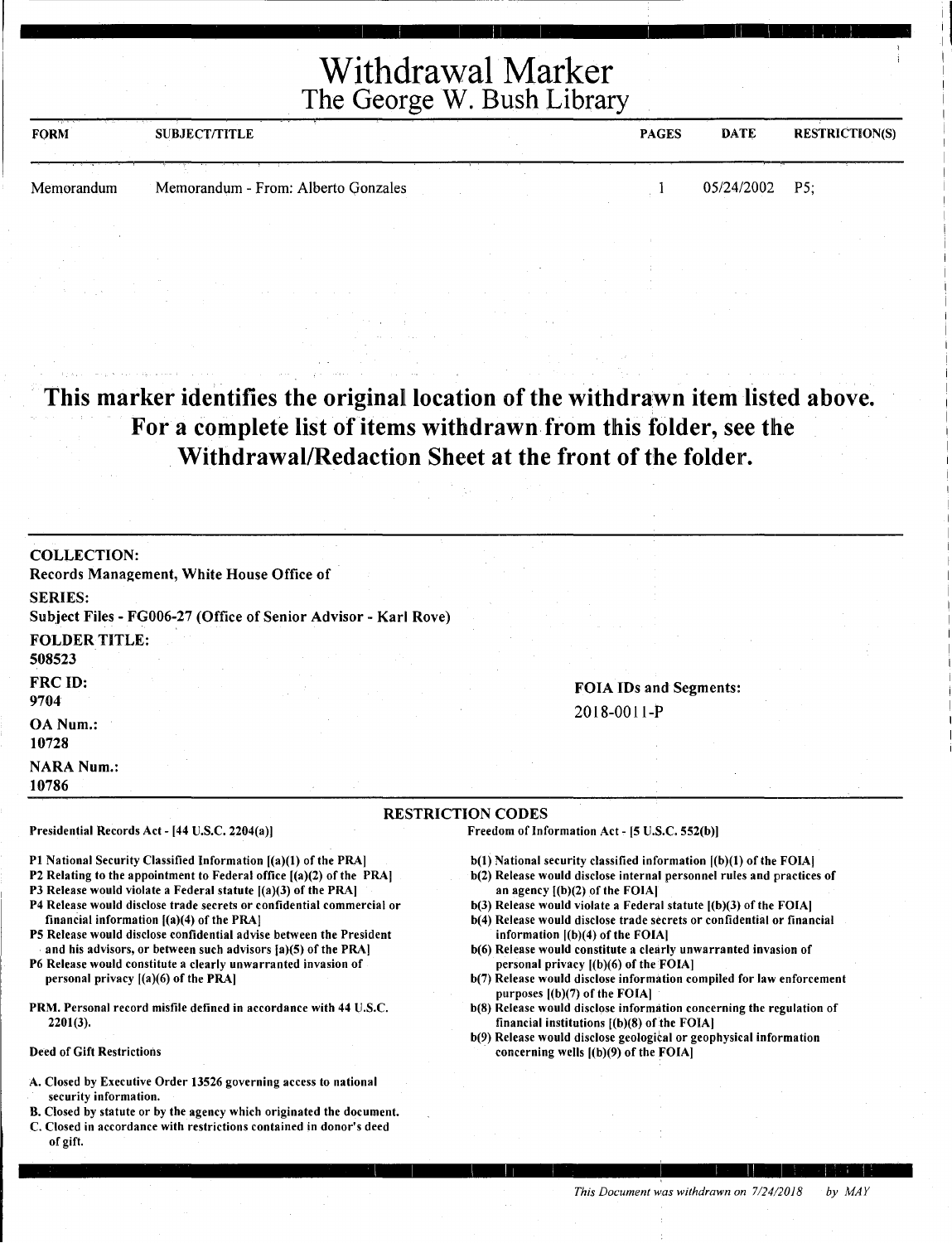# Withdrawal Marker
## The George W. Bush Library

| FORM | SUBJECT/TITLE | PAGES | DATE | RESTRICTION(S) |
|---|---|---|---|---|
| Memorandum | Memorandum - From: Alberto Gonzales | 1 | 05/24/2002 | P5; |

**This marker identifies the original location of the withdrawn item listed above. For a complete list of items withdrawn from this folder, see the Withdrawal/Redaction Sheet at the front of the folder.**

**COLLECTION:**
Records Management, White House Office of

**SERIES:**
Subject Files - FG006-27 (Office of Senior Advisor - Karl Rove)

**FOLDER TITLE:**
508523

**FRC ID:**
9704

**OA Num.:**
10728

**NARA Num.:**
10786

**FOIA IDs and Segments:**
2018-0011-P

**RESTRICTION CODES**

**Presidential Records Act - [44 U.S.C. 2204(a)]**

P1 National Security Classified Information [(a)(1) of the PRA]
P2 Relating to the appointment to Federal office [(a)(2) of the PRA]
P3 Release would violate a Federal statute [(a)(3) of the PRA]
P4 Release would disclose trade secrets or confidential commercial or financial information [(a)(4) of the PRA]
P5 Release would disclose confidential advise between the President and his advisors, or between such advisors [a)(5) of the PRA]
P6 Release would constitute a clearly unwarranted invasion of personal privacy [(a)(6) of the PRA]

PRM. Personal record misfile defined in accordance with 44 U.S.C. 2201(3).

**Deed of Gift Restrictions**

A. Closed by Executive Order 13526 governing access to national security information.
B. Closed by statute or by the agency which originated the document.
C. Closed in accordance with restrictions contained in donor's deed of gift.

**Freedom of Information Act - [5 U.S.C. 552(b)]**

b(1) National security classified information [(b)(1) of the FOIA]
b(2) Release would disclose internal personnel rules and practices of an agency [(b)(2) of the FOIA]
b(3) Release would violate a Federal statute [(b)(3) of the FOIA]
b(4) Release would disclose trade secrets or confidential or financial information [(b)(4) of the FOIA]
b(6) Release would constitute a clearly unwarranted invasion of personal privacy [(b)(6) of the FOIA]
b(7) Release would disclose information compiled for law enforcement purposes [(b)(7) of the FOIA]
b(8) Release would disclose information concerning the regulation of financial institutions [(b)(8) of the FOIA]
b(9) Release would disclose geological or geophysical information concerning wells [(b)(9) of the FOIA]

*This Document was withdrawn on 7/24/2018 by MAY*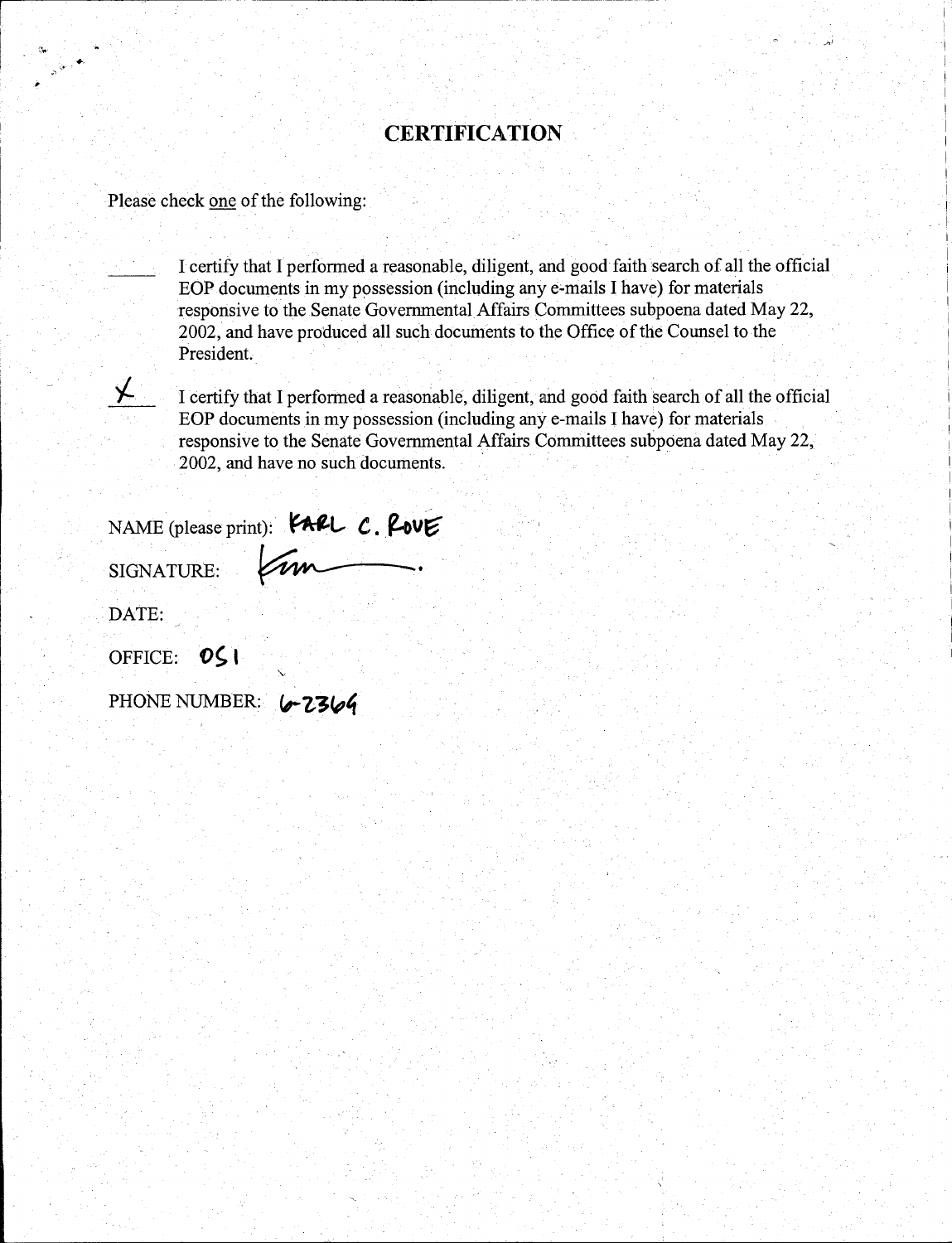# CERTIFICATION

Please check one of the following:

_____ I certify that I performed a reasonable, diligent, and good faith search of all the official EOP documents in my possession (including any e-mails I have) for materials responsive to the Senate Governmental Affairs Committees subpoena dated May 22, 2002, and have produced all such documents to the Office of the Counsel to the President.

__X__ I certify that I performed a reasonable, diligent, and good faith search of all the official EOP documents in my possession (including any e-mails I have) for materials responsive to the Senate Governmental Affairs Committees subpoena dated May 22, 2002, and have no such documents.

NAME (please print): KARL C. ROVE

SIGNATURE: Karl ———.

DATE:

OFFICE: OSI

PHONE NUMBER: 6-2369